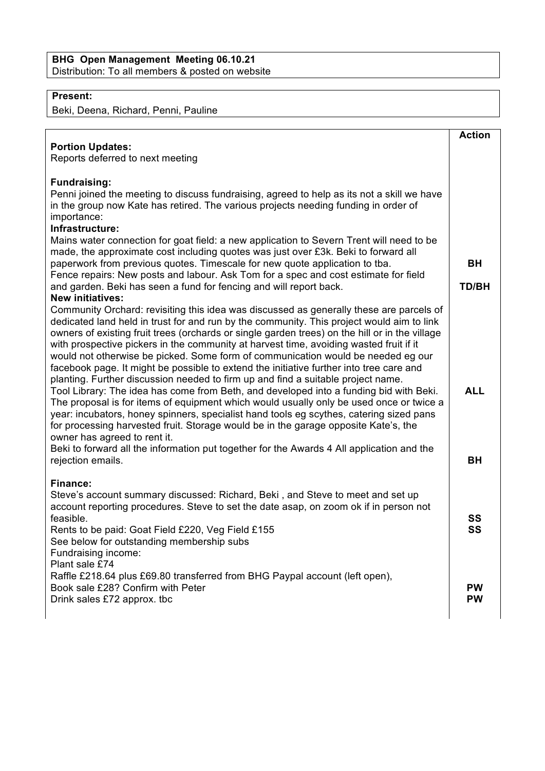**BHG Open Management Meeting 06.10.21**
Distribution: To all members & posted on website

**Present:**
Beki, Deena, Richard, Penni, Pauline

| | **Action** |
|---|---|
| **Portion Updates:**<br>Reports deferred to next meeting | |
| **Fundraising:**<br>Penni joined the meeting to discuss fundraising, agreed to help as its not a skill we have in the group now Kate has retired. The various projects needing funding in order of importance: | |
| **Infrastructure:**<br>Mains water connection for goat field: a new application to Severn Trent will need to be made, the approximate cost including quotes was just over £3k. Beki to forward all paperwork from previous quotes. Timescale for new quote application to tba. | **BH** |
| Fence repairs: New posts and labour. Ask Tom for a spec and cost estimate for field and garden. Beki has seen a fund for fencing and will report back. | **TD/BH** |
| **New initiatives:**<br>Community Orchard: revisiting this idea was discussed as generally these are parcels of dedicated land held in trust for and run by the community. This project would aim to link owners of existing fruit trees (orchards or single garden trees) on the hill or in the village with prospective pickers in the community at harvest time, avoiding wasted fruit if it would not otherwise be picked. Some form of communication would be needed eg our facebook page. It might be possible to extend the initiative further into tree care and planting. Further discussion needed to firm up and find a suitable project name. | **ALL** |
| Tool Library: The idea has come from Beth, and developed into a funding bid with Beki. The proposal is for items of equipment which would usually only be used once or twice a year: incubators, honey spinners, specialist hand tools eg scythes, catering sized pans for processing harvested fruit. Storage would be in the garage opposite Kate's, the owner has agreed to rent it.<br>Beki to forward all the information put together for the Awards 4 All application and the rejection emails. | **BH** |
| **Finance:**<br>Steve's account summary discussed: Richard, Beki , and Steve to meet and set up account reporting procedures. Steve to set the date asap, on zoom ok if in person not feasible. | **SS** |
| Rents to be paid: Goat Field £220, Veg Field £155 | **SS** |
| See below for outstanding membership subs<br>Fundraising income:<br>Plant sale £74<br>Raffle £218.64 plus £69.80 transferred from BHG Paypal account (left open), | |
| Book sale £28? Confirm with Peter | **PW** |
| Drink sales £72 approx. tbc | **PW** |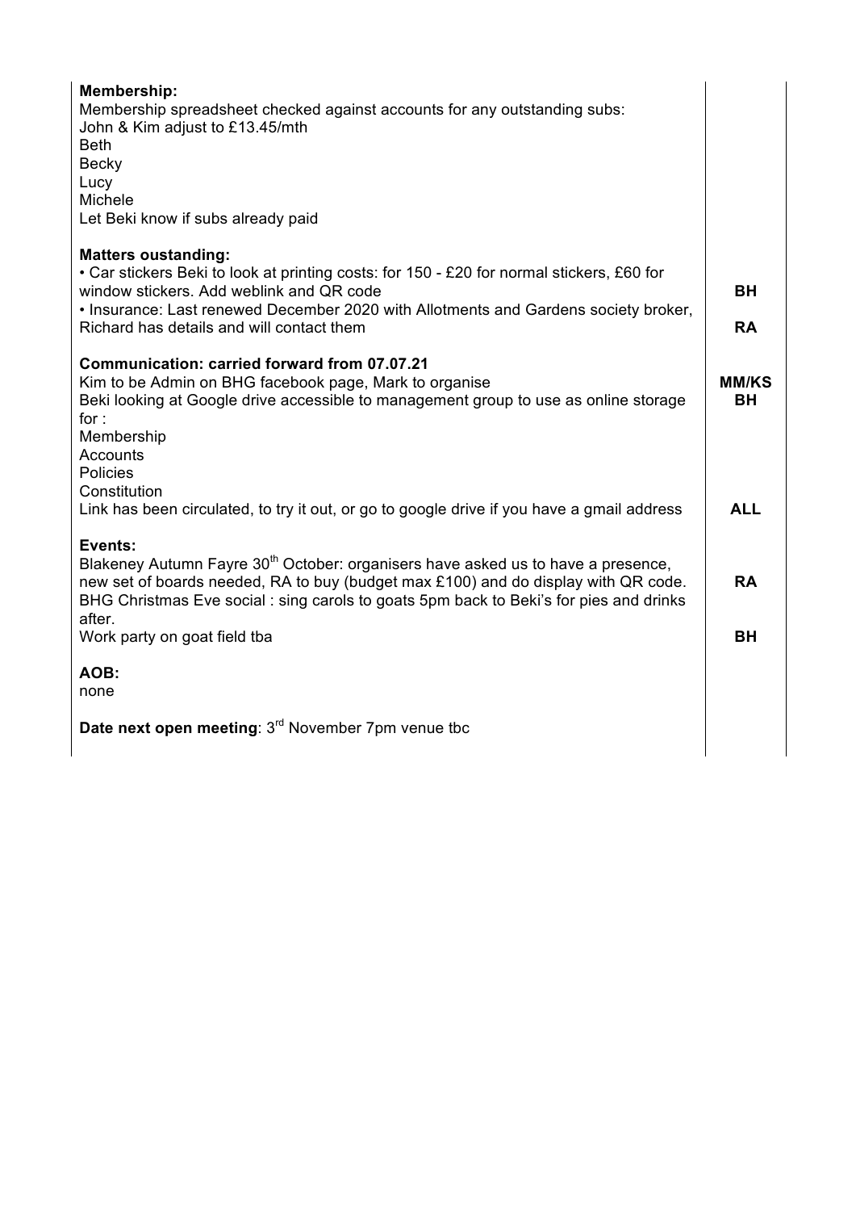| | |
|---|---|
| **Membership:**<br>Membership spreadsheet checked against accounts for any outstanding subs:<br>John & Kim adjust to £13.45/mth<br>Beth<br>Becky<br>Lucy<br>Michele<br>Let Beki know if subs already paid | |
| **Matters oustanding:**<br>• Car stickers Beki to look at printing costs: for 150 - £20 for normal stickers, £60 for window stickers. Add weblink and QR code | **BH** |
| • Insurance: Last renewed December 2020 with Allotments and Gardens society broker, Richard has details and will contact them | **RA** |
| **Communication: carried forward from 07.07.21**<br>Kim to be Admin on BHG facebook page, Mark to organise | **MM/KS** |
| Beki looking at Google drive accessible to management group to use as online storage for :<br>Membership<br>Accounts<br>Policies<br>Constitution | **BH** |
| Link has been circulated, to try it out, or go to google drive if you have a gmail address | **ALL** |
| **Events:**<br>Blakeney Autumn Fayre 30th October: organisers have asked us to have a presence, new set of boards needed, RA to buy (budget max £100) and do display with QR code. | **RA** |
| BHG Christmas Eve social : sing carols to goats 5pm back to Beki's for pies and drinks after.<br>Work party on goat field tba | **BH** |
| **AOB:**<br>none | |
| **Date next open meeting**: 3rd November 7pm venue tbc | |